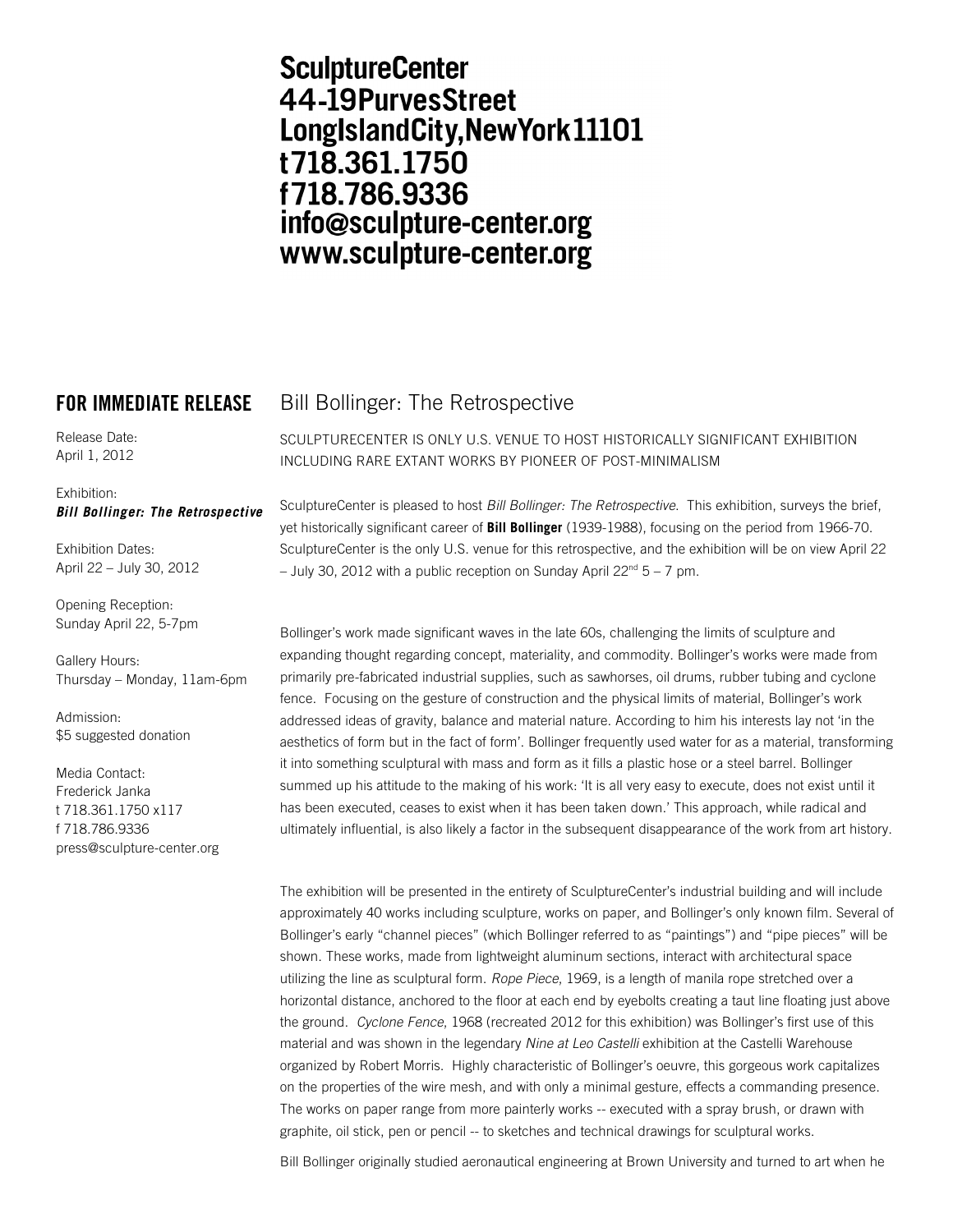**SculptureCenter**
**44-19PurvesStreet**
**LongIslandCity,NewYork11101**
**t718.361.1750**
**f718.786.9336**
**info@sculpture-center.org**
**www.sculpture-center.org**

## FOR IMMEDIATE RELEASE

Release Date:
April 1, 2012

Exhibition:
***Bill Bollinger: The Retrospective***

Exhibition Dates:
April 22 – July 30, 2012

Opening Reception:
Sunday April 22, 5-7pm

Gallery Hours:
Thursday – Monday, 11am-6pm

Admission:
$5 suggested donation

Media Contact:
Frederick Janka
t 718.361.1750 x117
f 718.786.9336
press@sculpture-center.org

# Bill Bollinger: The Retrospective

SCULPTURECENTER IS ONLY U.S. VENUE TO HOST HISTORICALLY SIGNIFICANT EXHIBITION INCLUDING RARE EXTANT WORKS BY PIONEER OF POST-MINIMALISM

SculptureCenter is pleased to host *Bill Bollinger: The Retrospective.* This exhibition, surveys the brief, yet historically significant career of **Bill Bollinger** (1939-1988), focusing on the period from 1966-70. SculptureCenter is the only U.S. venue for this retrospective, and the exhibition will be on view April 22 – July 30, 2012 with a public reception on Sunday April 22nd 5 – 7 pm.

Bollinger's work made significant waves in the late 60s, challenging the limits of sculpture and expanding thought regarding concept, materiality, and commodity. Bollinger's works were made from primarily pre-fabricated industrial supplies, such as sawhorses, oil drums, rubber tubing and cyclone fence. Focusing on the gesture of construction and the physical limits of material, Bollinger's work addressed ideas of gravity, balance and material nature. According to him his interests lay not 'in the aesthetics of form but in the fact of form'. Bollinger frequently used water for as a material, transforming it into something sculptural with mass and form as it fills a plastic hose or a steel barrel. Bollinger summed up his attitude to the making of his work: 'It is all very easy to execute, does not exist until it has been executed, ceases to exist when it has been taken down.' This approach, while radical and ultimately influential, is also likely a factor in the subsequent disappearance of the work from art history.

The exhibition will be presented in the entirety of SculptureCenter's industrial building and will include approximately 40 works including sculpture, works on paper, and Bollinger's only known film. Several of Bollinger's early "channel pieces" (which Bollinger referred to as "paintings") and "pipe pieces" will be shown. These works, made from lightweight aluminum sections, interact with architectural space utilizing the line as sculptural form. *Rope Piece,* 1969, is a length of manila rope stretched over a horizontal distance, anchored to the floor at each end by eyebolts creating a taut line floating just above the ground. *Cyclone Fence*, 1968 (recreated 2012 for this exhibition) was Bollinger's first use of this material and was shown in the legendary *Nine at Leo Castelli* exhibition at the Castelli Warehouse organized by Robert Morris. Highly characteristic of Bollinger's oeuvre, this gorgeous work capitalizes on the properties of the wire mesh, and with only a minimal gesture, effects a commanding presence. The works on paper range from more painterly works -- executed with a spray brush, or drawn with graphite, oil stick, pen or pencil -- to sketches and technical drawings for sculptural works.

Bill Bollinger originally studied aeronautical engineering at Brown University and turned to art when he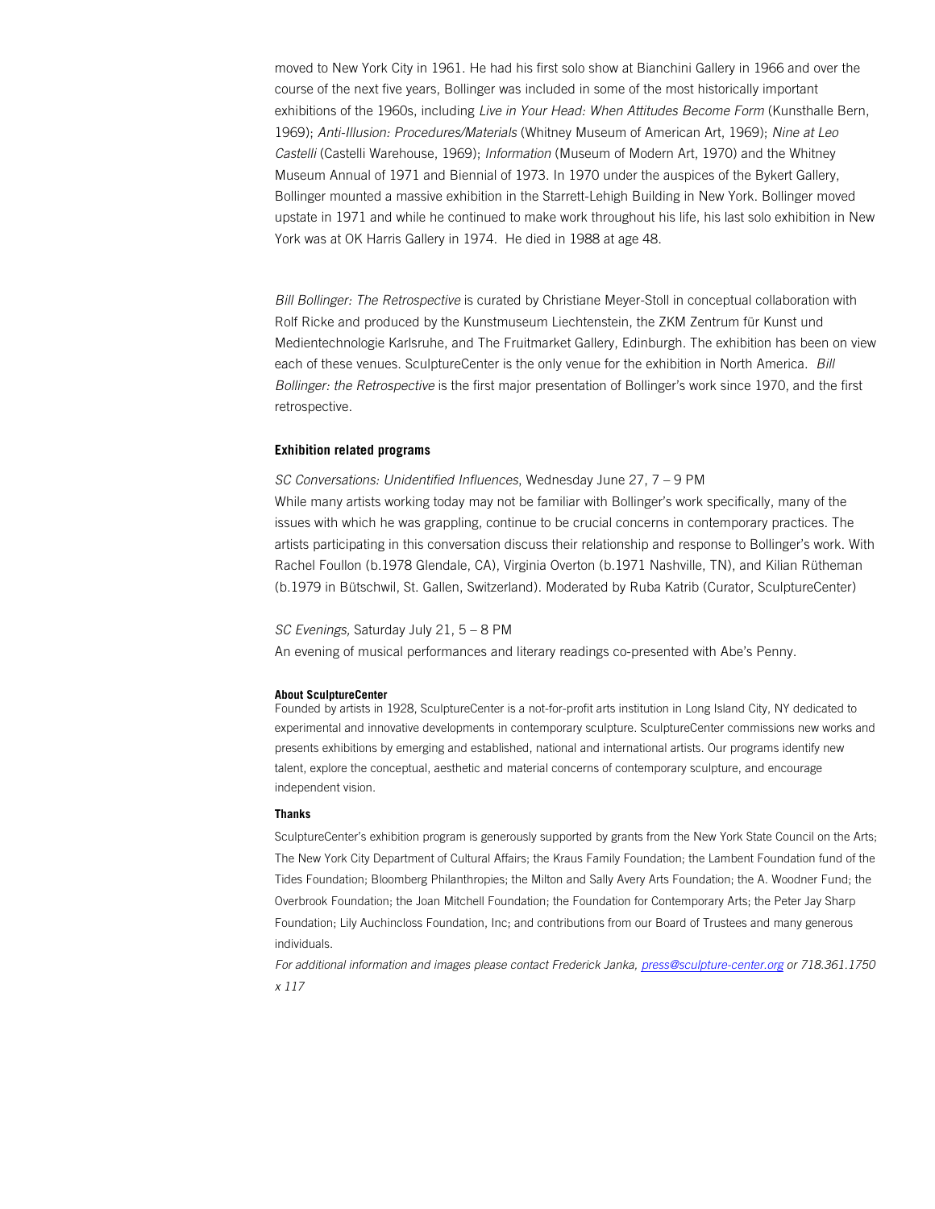moved to New York City in 1961. He had his first solo show at Bianchini Gallery in 1966 and over the course of the next five years, Bollinger was included in some of the most historically important exhibitions of the 1960s, including *Live in Your Head: When Attitudes Become Form* (Kunsthalle Bern, 1969); *Anti-Illusion: Procedures/Materials* (Whitney Museum of American Art, 1969); *Nine at Leo Castelli* (Castelli Warehouse, 1969); *Information* (Museum of Modern Art, 1970) and the Whitney Museum Annual of 1971 and Biennial of 1973. In 1970 under the auspices of the Bykert Gallery, Bollinger mounted a massive exhibition in the Starrett-Lehigh Building in New York. Bollinger moved upstate in 1971 and while he continued to make work throughout his life, his last solo exhibition in New York was at OK Harris Gallery in 1974. He died in 1988 at age 48.

*Bill Bollinger: The Retrospective* is curated by Christiane Meyer-Stoll in conceptual collaboration with Rolf Ricke and produced by the Kunstmuseum Liechtenstein, the ZKM Zentrum für Kunst und Medientechnologie Karlsruhe, and The Fruitmarket Gallery, Edinburgh. The exhibition has been on view each of these venues. SculptureCenter is the only venue for the exhibition in North America. *Bill Bollinger: the Retrospective* is the first major presentation of Bollinger's work since 1970, and the first retrospective.

**Exhibition related programs**

*SC Conversations: Unidentified Influences*, Wednesday June 27, 7 – 9 PM
While many artists working today may not be familiar with Bollinger's work specifically, many of the issues with which he was grappling, continue to be crucial concerns in contemporary practices. The artists participating in this conversation discuss their relationship and response to Bollinger's work. With Rachel Foullon (b.1978 Glendale, CA), Virginia Overton (b.1971 Nashville, TN), and Kilian Rütheman (b.1979 in Bütschwil, St. Gallen, Switzerland). Moderated by Ruba Katrib (Curator, SculptureCenter)

*SC Evenings,* Saturday July 21, 5 – 8 PM
An evening of musical performances and literary readings co-presented with Abe's Penny.

**About SculptureCenter**
Founded by artists in 1928, SculptureCenter is a not-for-profit arts institution in Long Island City, NY dedicated to experimental and innovative developments in contemporary sculpture. SculptureCenter commissions new works and presents exhibitions by emerging and established, national and international artists. Our programs identify new talent, explore the conceptual, aesthetic and material concerns of contemporary sculpture, and encourage independent vision.

**Thanks**

SculptureCenter's exhibition program is generously supported by grants from the New York State Council on the Arts; The New York City Department of Cultural Affairs; the Kraus Family Foundation; the Lambent Foundation fund of the Tides Foundation; Bloomberg Philanthropies; the Milton and Sally Avery Arts Foundation; the A. Woodner Fund; the Overbrook Foundation; the Joan Mitchell Foundation; the Foundation for Contemporary Arts; the Peter Jay Sharp Foundation; Lily Auchincloss Foundation, Inc; and contributions from our Board of Trustees and many generous individuals.

*For additional information and images please contact Frederick Janka, press@sculpture-center.org or 718.361.1750 x 117*